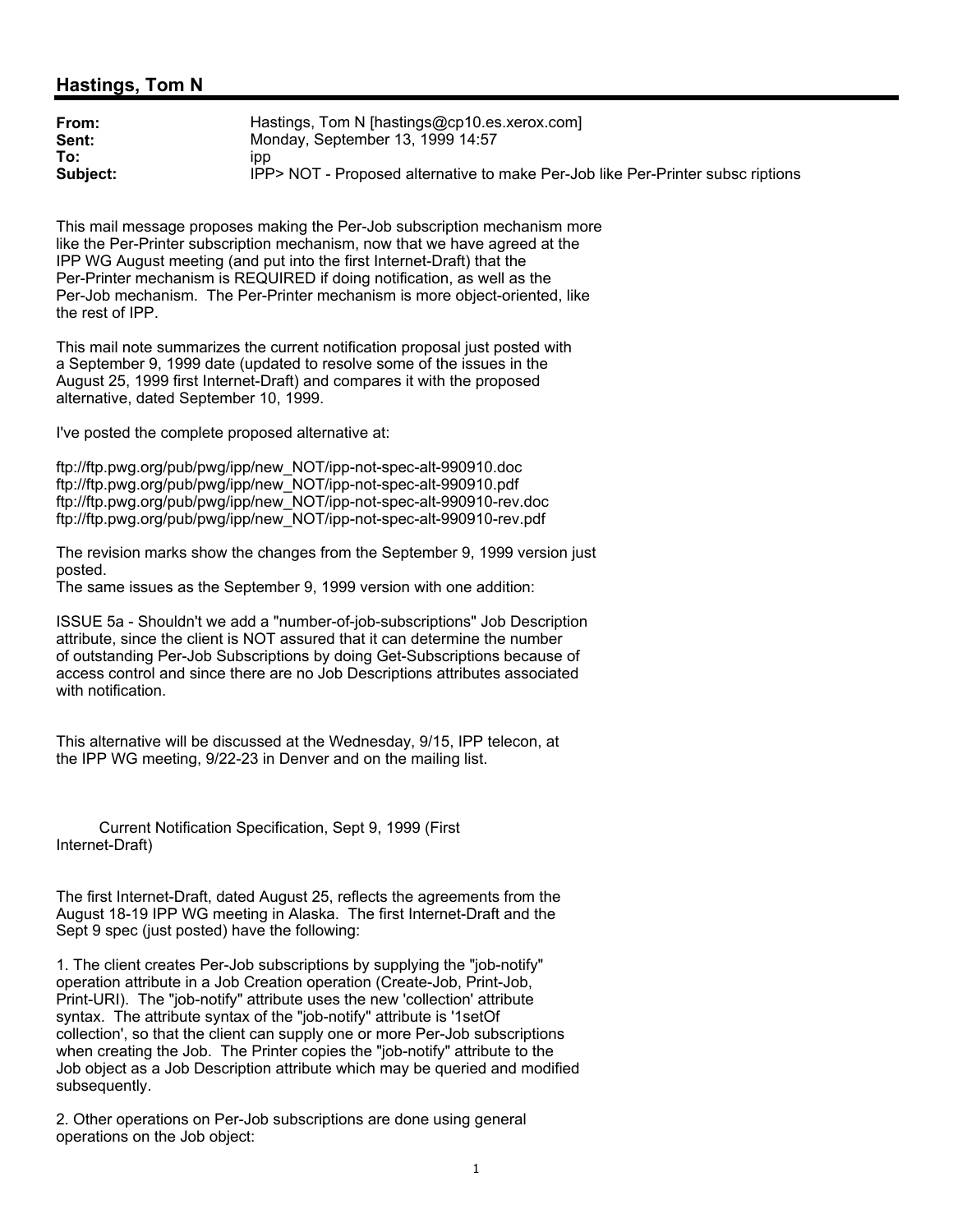## Hastings, Tom N

**From:** Hastings, Tom N [hastings@cp10.es.xerox.com]
**Sent:** Monday, September 13, 1999 14:57
**To:** ipp
**Subject:** IPP> NOT - Proposed alternative to make Per-Job like Per-Printer subsc riptions

This mail message proposes making the Per-Job subscription mechanism more like the Per-Printer subscription mechanism, now that we have agreed at the IPP WG August meeting (and put into the first Internet-Draft) that the Per-Printer mechanism is REQUIRED if doing notification, as well as the Per-Job mechanism. The Per-Printer mechanism is more object-oriented, like the rest of IPP.

This mail note summarizes the current notification proposal just posted with a September 9, 1999 date (updated to resolve some of the issues in the August 25, 1999 first Internet-Draft) and compares it with the proposed alternative, dated September 10, 1999.

I've posted the complete proposed alternative at:

ftp://ftp.pwg.org/pub/pwg/ipp/new_NOT/ipp-not-spec-alt-990910.doc
ftp://ftp.pwg.org/pub/pwg/ipp/new_NOT/ipp-not-spec-alt-990910.pdf
ftp://ftp.pwg.org/pub/pwg/ipp/new_NOT/ipp-not-spec-alt-990910-rev.doc
ftp://ftp.pwg.org/pub/pwg/ipp/new_NOT/ipp-not-spec-alt-990910-rev.pdf

The revision marks show the changes from the September 9, 1999 version just posted.
The same issues as the September 9, 1999 version with one addition:

ISSUE 5a - Shouldn't we add a "number-of-job-subscriptions" Job Description attribute, since the client is NOT assured that it can determine the number of outstanding Per-Job Subscriptions by doing Get-Subscriptions because of access control and since there are no Job Descriptions attributes associated with notification.

This alternative will be discussed at the Wednesday, 9/15, IPP telecon, at the IPP WG meeting, 9/22-23 in Denver and on the mailing list.

Current Notification Specification, Sept 9, 1999 (First Internet-Draft)

The first Internet-Draft, dated August 25, reflects the agreements from the August 18-19 IPP WG meeting in Alaska. The first Internet-Draft and the Sept 9 spec (just posted) have the following:

1. The client creates Per-Job subscriptions by supplying the "job-notify" operation attribute in a Job Creation operation (Create-Job, Print-Job, Print-URI). The "job-notify" attribute uses the new 'collection' attribute syntax. The attribute syntax of the "job-notify" attribute is '1setOf collection', so that the client can supply one or more Per-Job subscriptions when creating the Job. The Printer copies the "job-notify" attribute to the Job object as a Job Description attribute which may be queried and modified subsequently.

2. Other operations on Per-Job subscriptions are done using general operations on the Job object: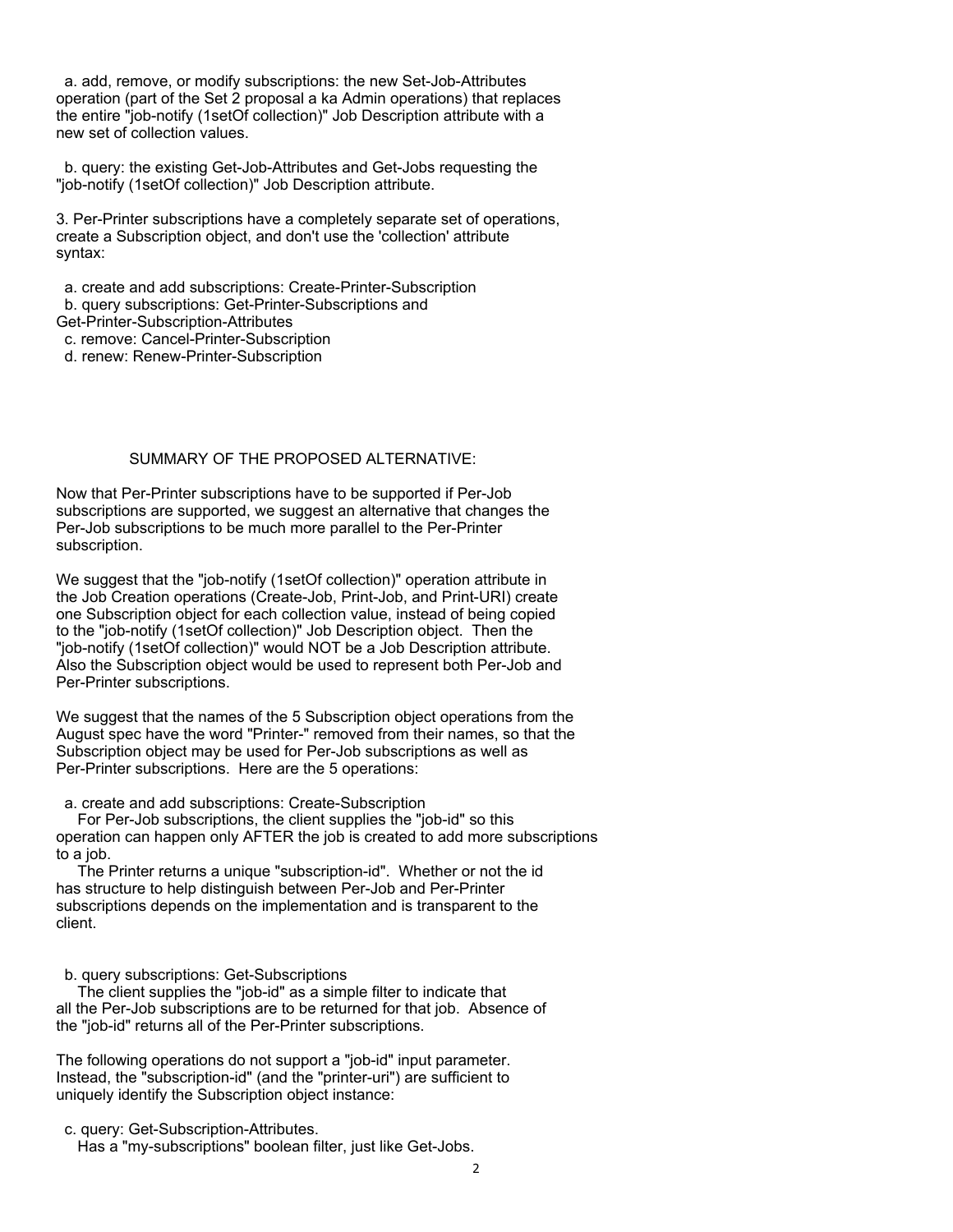a. add, remove, or modify subscriptions: the new Set-Job-Attributes operation (part of the Set 2 proposal a ka Admin operations) that replaces the entire "job-notify (1setOf collection)" Job Description attribute with a new set of collection values.

b. query: the existing Get-Job-Attributes and Get-Jobs requesting the "job-notify (1setOf collection)" Job Description attribute.

3. Per-Printer subscriptions have a completely separate set of operations, create a Subscription object, and don't use the 'collection' attribute syntax:

a. create and add subscriptions: Create-Printer-Subscription
b. query subscriptions: Get-Printer-Subscriptions and Get-Printer-Subscription-Attributes
c. remove: Cancel-Printer-Subscription
d. renew: Renew-Printer-Subscription

## SUMMARY OF THE PROPOSED ALTERNATIVE:

Now that Per-Printer subscriptions have to be supported if Per-Job subscriptions are supported, we suggest an alternative that changes the Per-Job subscriptions to be much more parallel to the Per-Printer subscription.

We suggest that the "job-notify (1setOf collection)" operation attribute in the Job Creation operations (Create-Job, Print-Job, and Print-URI) create one Subscription object for each collection value, instead of being copied to the "job-notify (1setOf collection)" Job Description object. Then the "job-notify (1setOf collection)" would NOT be a Job Description attribute. Also the Subscription object would be used to represent both Per-Job and Per-Printer subscriptions.

We suggest that the names of the 5 Subscription object operations from the August spec have the word "Printer-" removed from their names, so that the Subscription object may be used for Per-Job subscriptions as well as Per-Printer subscriptions. Here are the 5 operations:

a. create and add subscriptions: Create-Subscription
For Per-Job subscriptions, the client supplies the "job-id" so this operation can happen only AFTER the job is created to add more subscriptions to a job.
The Printer returns a unique "subscription-id". Whether or not the id has structure to help distinguish between Per-Job and Per-Printer subscriptions depends on the implementation and is transparent to the client.

b. query subscriptions: Get-Subscriptions
The client supplies the "job-id" as a simple filter to indicate that all the Per-Job subscriptions are to be returned for that job. Absence of the "job-id" returns all of the Per-Printer subscriptions.

The following operations do not support a "job-id" input parameter. Instead, the "subscription-id" (and the "printer-uri") are sufficient to uniquely identify the Subscription object instance:

c. query: Get-Subscription-Attributes.
Has a "my-subscriptions" boolean filter, just like Get-Jobs.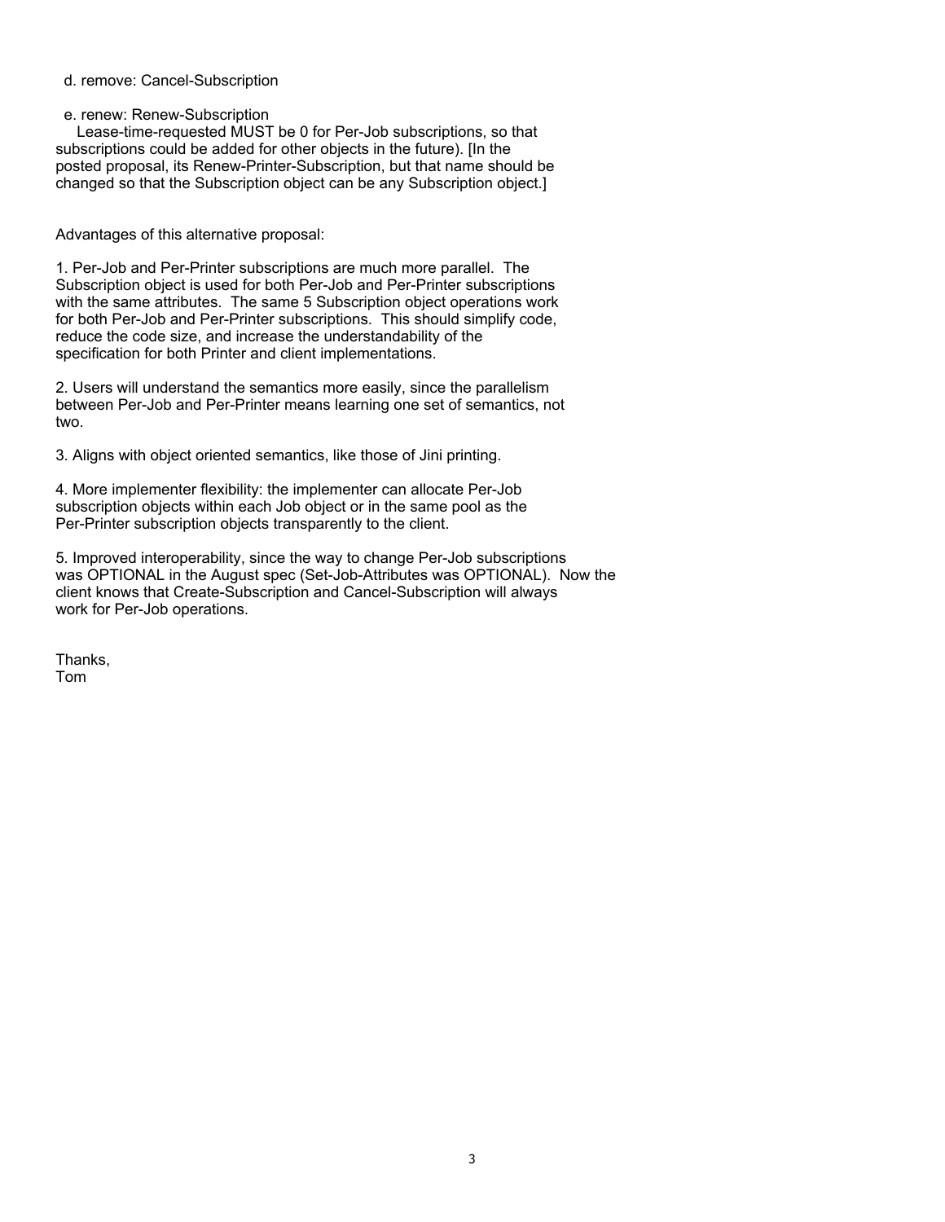d. remove: Cancel-Subscription

e. renew: Renew-Subscription
   Lease-time-requested MUST be 0 for Per-Job subscriptions, so that subscriptions could be added for other objects in the future). [In the posted proposal, its Renew-Printer-Subscription, but that name should be changed so that the Subscription object can be any Subscription object.]

Advantages of this alternative proposal:

1. Per-Job and Per-Printer subscriptions are much more parallel. The Subscription object is used for both Per-Job and Per-Printer subscriptions with the same attributes. The same 5 Subscription object operations work for both Per-Job and Per-Printer subscriptions. This should simplify code, reduce the code size, and increase the understandability of the specification for both Printer and client implementations.

2. Users will understand the semantics more easily, since the parallelism between Per-Job and Per-Printer means learning one set of semantics, not two.

3. Aligns with object oriented semantics, like those of Jini printing.

4. More implementer flexibility: the implementer can allocate Per-Job subscription objects within each Job object or in the same pool as the Per-Printer subscription objects transparently to the client.

5. Improved interoperability, since the way to change Per-Job subscriptions was OPTIONAL in the August spec (Set-Job-Attributes was OPTIONAL). Now the client knows that Create-Subscription and Cancel-Subscription will always work for Per-Job operations.

Thanks,
Tom